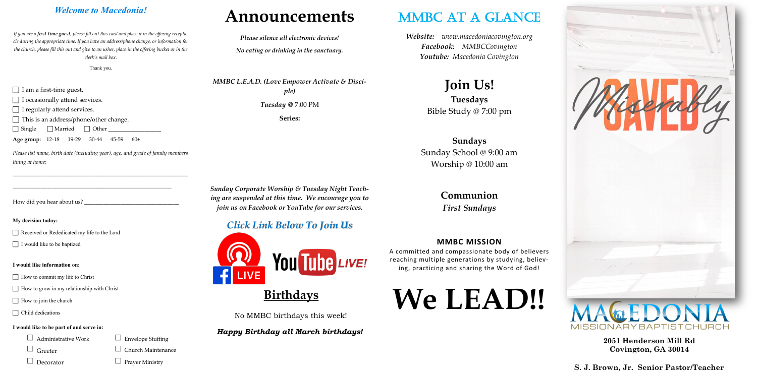## *Welcome to Macedonia!*

*If you are a **first time guest**, please fill out this card and place it in the offering receptacle during the appropriate time. If you have an address/phone change, or information for the church, please fill this out and give to an usher, place in the offering bucket or in the clerk's mail box.*

Thank you.

- ☐ I am a first-time guest.
- ☐ I occasionally attend services.
- ☐ I regularly attend services.
- ☐ This is an address/phone/other change.

☐ Single ☐ Married ☐ Other ________________

**Age group:** 12-18 19-29 30-44 45-59 60+

*Please list name, birth date (including year), age, and grade of family members living at home:*

______________________________________________________________

______________________________________________________________

How did you hear about us? ______________________________

**My decision today:**

- ☐ Received or Rededicated my life to the Lord
- ☐ I would like to be baptized

**I would like information on:**

- ☐ How to commit my life to Christ
- ☐ How to grow in my relationship with Christ
- ☐ How to join the church
- ☐ Child dedications

**I would like to be part of and serve in:**

- ☐ Administrative Work
- ☐ Envelope Stuffing
- ☐ Greeter
- ☐ Church Maintenance
- ☐ Decorator
- ☐ Prayer Ministry

# Announcements

*Please silence all electronic devices!*

*No eating or drinking in the sanctuary.*

*MMBC L.E.A.D. (Love Empower Activate & Disciple)*

*Tuesday @* 7:00 PM

**Series:**

***Sunday Corporate Worship & Tuesday Night Teaching are suspended at this time. We encourage you to join us on Facebook or YouTube for our services.***

***Click Link Below To Join Us***

LIVE YouTube *LIVE!*

## Birthdays

No MMBC birthdays this week!

***Happy Birthday all March birthdays!***

# MMBC AT A GLANCE

*Website: www.macedoniacovington.org*
*Facebook: MMBCCovington*
*Youtube: Macedonia Covington*

## Join Us!

**Tuesdays**
Bible Study @ 7:00 pm

**Sundays**
Sunday School @ 9:00 am
Worship @ 10:00 am

**Communion**
*First Sundays*

**MMBC MISSION**

A committed and compassionate body of believers reaching multiple generations by studying, believing, practicing and sharing the Word of God!

# We LEAD!!

Miserably SAVED

MACEDONIA
MISSIONARY BAPTIST CHURCH

**2051 Henderson Mill Rd**
**Covington, GA 30014**

**S. J. Brown, Jr. Senior Pastor/Teacher**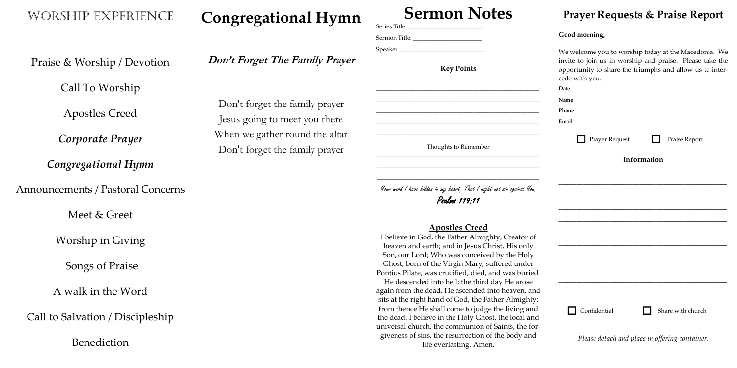## Worship Experience

Praise & Worship / Devotion

Call To Worship

Apostles Creed

*Corporate Prayer*

*Congregational Hymn*

Announcements / Pastoral Concerns

Meet & Greet

Worship in Giving

Songs of Praise

A walk in the Word

Call to Salvation / Discipleship

Benediction

## Congregational Hymn

***Don't Forget The Family Prayer***

Don't forget the family prayer
Jesus going to meet you there
When we gather round the altar
Don't forget the family prayer

# Sermon Notes

Series Title: ______________________

Sermon Title: ______________________

Speaker: ______________________

**Key Points**

______________________________________________

______________________________________________

______________________________________________

______________________________________________

______________________________________________

______________________________________________

Thoughts to Remember

______________________________________________

______________________________________________

______________________________________________

*Your word I have hidden in my heart, That I might not sin against You.*
*Psalms 119:11*

**Apostles Creed**

I believe in God, the Father Almighty, Creator of heaven and earth; and in Jesus Christ, His only Son, our Lord; Who was conceived by the Holy Ghost, born of the Virgin Mary, suffered under Pontius Pilate, was crucified, died, and was buried. He descended into hell; the third day He arose again from the dead. He ascended into heaven, and sits at the right hand of God, the Father Almighty; from thence He shall come to judge the living and the dead. I believe in the Holy Ghost, the local and universal church, the communion of Saints, the forgiveness of sins, the resurrection of the body and life everlasting. Amen.

## Prayer Requests & Praise Report

**Good morning,**

We welcome you to worship today at the Macedonia. We invite to join us in worship and praise. Please take the opportunity to share the triumphs and allow us to intercede with you.

**Date** ______________________

**Name** ______________________

**Phone** ______________________

**Email** ______________________

☐ Prayer Request ☐ Praise Report

**Information**

______________________________________________

______________________________________________

______________________________________________

______________________________________________

______________________________________________

______________________________________________

______________________________________________

______________________________________________

______________________________________________

______________________________________________

☐ Confidential ☐ Share with church

*Please detach and place in offering container.*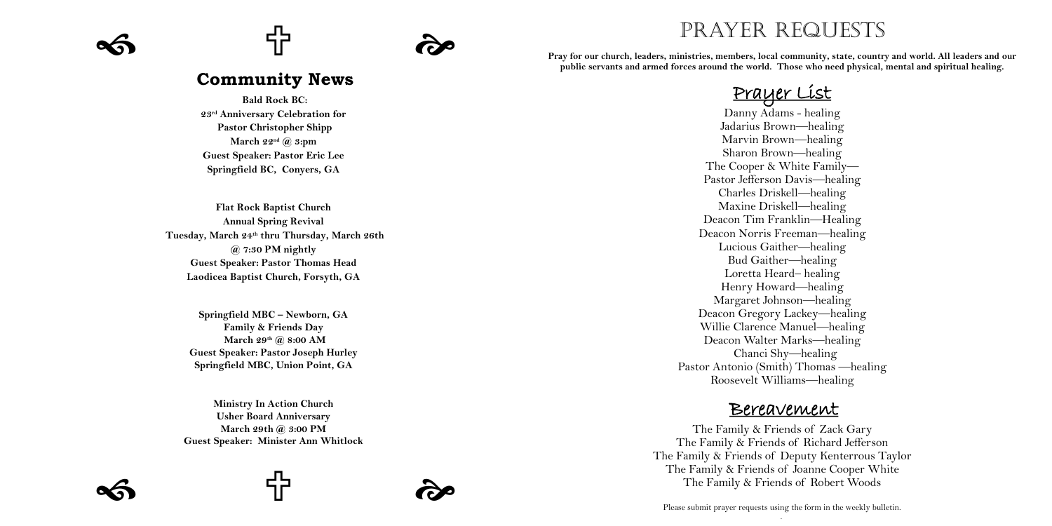## Community News

**Bald Rock BC:**
**23rd Anniversary Celebration for**
**Pastor Christopher Shipp**
**March 22nd @ 3:pm**
**Guest Speaker: Pastor Eric Lee**
**Springfield BC, Conyers, GA**

**Flat Rock Baptist Church**
**Annual Spring Revival**
**Tuesday, March 24th thru Thursday, March 26th**
**@ 7:30 PM nightly**
**Guest Speaker: Pastor Thomas Head**
**Laodicea Baptist Church, Forsyth, GA**

**Springfield MBC – Newborn, GA**
**Family & Friends Day**
**March 29th @ 8:00 AM**
**Guest Speaker: Pastor Joseph Hurley**
**Springfield MBC, Union Point, GA**

**Ministry In Action Church**
**Usher Board Anniversary**
**March 29th @ 3:00 PM**
**Guest Speaker: Minister Ann Whitlock**

# PRAYER REQUESTS

**Pray for our church, leaders, ministries, members, local community, state, country and world. All leaders and our public servants and armed forces around the world. Those who need physical, mental and spiritual healing.**

## Prayer List

Danny Adams - healing
Jadarius Brown—healing
Marvin Brown—healing
Sharon Brown—healing
The Cooper & White Family—
Pastor Jefferson Davis—healing
Charles Driskell—healing
Maxine Driskell—healing
Deacon Tim Franklin—Healing
Deacon Norris Freeman—healing
Lucious Gaither—healing
Bud Gaither—healing
Loretta Heard– healing
Henry Howard—healing
Margaret Johnson—healing
Deacon Gregory Lackey—healing
Willie Clarence Manuel—healing
Deacon Walter Marks—healing
Chanci Shy—healing
Pastor Antonio (Smith) Thomas —healing
Roosevelt Williams—healing

## Bereavement

The Family & Friends of Zack Gary
The Family & Friends of Richard Jefferson
The Family & Friends of Deputy Kenterrous Taylor
The Family & Friends of Joanne Cooper White
The Family & Friends of Robert Woods

Please submit prayer requests using the form in the weekly bulletin.